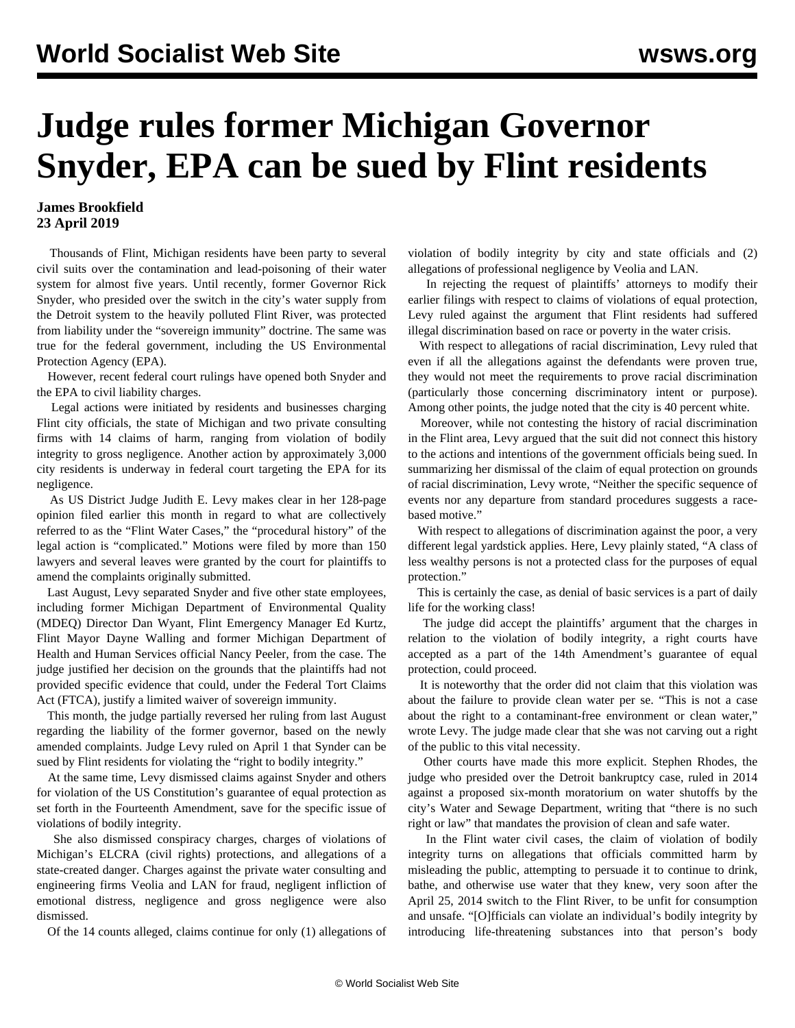# Judge rules former Michigan Governor Snyder, EPA can be sued by Flint residents

**James Brookfield**
**23 April 2019**

Thousands of Flint, Michigan residents have been party to several civil suits over the contamination and lead-poisoning of their water system for almost five years. Until recently, former Governor Rick Snyder, who presided over the switch in the city's water supply from the Detroit system to the heavily polluted Flint River, was protected from liability under the "sovereign immunity" doctrine. The same was true for the federal government, including the US Environmental Protection Agency (EPA).

However, recent federal court rulings have opened both Snyder and the EPA to civil liability charges.

Legal actions were initiated by residents and businesses charging Flint city officials, the state of Michigan and two private consulting firms with 14 claims of harm, ranging from violation of bodily integrity to gross negligence. Another action by approximately 3,000 city residents is underway in federal court targeting the EPA for its negligence.

As US District Judge Judith E. Levy makes clear in her 128-page opinion filed earlier this month in regard to what are collectively referred to as the "Flint Water Cases," the "procedural history" of the legal action is "complicated." Motions were filed by more than 150 lawyers and several leaves were granted by the court for plaintiffs to amend the complaints originally submitted.

Last August, Levy separated Snyder and five other state employees, including former Michigan Department of Environmental Quality (MDEQ) Director Dan Wyant, Flint Emergency Manager Ed Kurtz, Flint Mayor Dayne Walling and former Michigan Department of Health and Human Services official Nancy Peeler, from the case. The judge justified her decision on the grounds that the plaintiffs had not provided specific evidence that could, under the Federal Tort Claims Act (FTCA), justify a limited waiver of sovereign immunity.

This month, the judge partially reversed her ruling from last August regarding the liability of the former governor, based on the newly amended complaints. Judge Levy ruled on April 1 that Synder can be sued by Flint residents for violating the "right to bodily integrity."

At the same time, Levy dismissed claims against Snyder and others for violation of the US Constitution's guarantee of equal protection as set forth in the Fourteenth Amendment, save for the specific issue of violations of bodily integrity.

She also dismissed conspiracy charges, charges of violations of Michigan's ELCRA (civil rights) protections, and allegations of a state-created danger. Charges against the private water consulting and engineering firms Veolia and LAN for fraud, negligent infliction of emotional distress, negligence and gross negligence were also dismissed.

Of the 14 counts alleged, claims continue for only (1) allegations of violation of bodily integrity by city and state officials and (2) allegations of professional negligence by Veolia and LAN.

In rejecting the request of plaintiffs' attorneys to modify their earlier filings with respect to claims of violations of equal protection, Levy ruled against the argument that Flint residents had suffered illegal discrimination based on race or poverty in the water crisis.

With respect to allegations of racial discrimination, Levy ruled that even if all the allegations against the defendants were proven true, they would not meet the requirements to prove racial discrimination (particularly those concerning discriminatory intent or purpose). Among other points, the judge noted that the city is 40 percent white.

Moreover, while not contesting the history of racial discrimination in the Flint area, Levy argued that the suit did not connect this history to the actions and intentions of the government officials being sued. In summarizing her dismissal of the claim of equal protection on grounds of racial discrimination, Levy wrote, "Neither the specific sequence of events nor any departure from standard procedures suggests a race-based motive."

With respect to allegations of discrimination against the poor, a very different legal yardstick applies. Here, Levy plainly stated, "A class of less wealthy persons is not a protected class for the purposes of equal protection."

This is certainly the case, as denial of basic services is a part of daily life for the working class!

The judge did accept the plaintiffs' argument that the charges in relation to the violation of bodily integrity, a right courts have accepted as a part of the 14th Amendment's guarantee of equal protection, could proceed.

It is noteworthy that the order did not claim that this violation was about the failure to provide clean water per se. "This is not a case about the right to a contaminant-free environment or clean water," wrote Levy. The judge made clear that she was not carving out a right of the public to this vital necessity.

Other courts have made this more explicit. Stephen Rhodes, the judge who presided over the Detroit bankruptcy case, ruled in 2014 against a proposed six-month moratorium on water shutoffs by the city's Water and Sewage Department, writing that "there is no such right or law" that mandates the provision of clean and safe water.

In the Flint water civil cases, the claim of violation of bodily integrity turns on allegations that officials committed harm by misleading the public, attempting to persuade it to continue to drink, bathe, and otherwise use water that they knew, very, very soon after the April 25, 2014 switch to the Flint River, to be unfit for consumption and unsafe. "[O]fficials can violate an individual's bodily integrity by introducing life-threatening substances into that person's body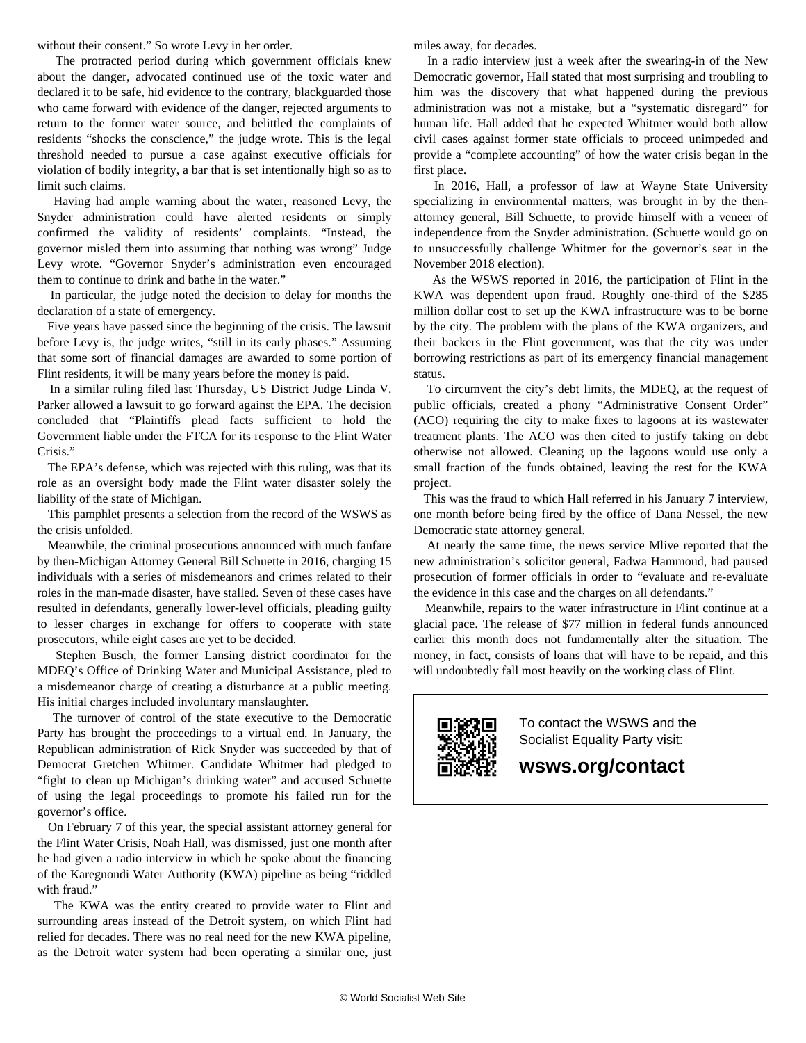without their consent." So wrote Levy in her order.

The protracted period during which government officials knew about the danger, advocated continued use of the toxic water and declared it to be safe, hid evidence to the contrary, blackguarded those who came forward with evidence of the danger, rejected arguments to return to the former water source, and belittled the complaints of residents "shocks the conscience," the judge wrote. This is the legal threshold needed to pursue a case against executive officials for violation of bodily integrity, a bar that is set intentionally high so as to limit such claims.

Having had ample warning about the water, reasoned Levy, the Snyder administration could have alerted residents or simply confirmed the validity of residents' complaints. "Instead, the governor misled them into assuming that nothing was wrong" Judge Levy wrote. "Governor Snyder's administration even encouraged them to continue to drink and bathe in the water."

In particular, the judge noted the decision to delay for months the declaration of a state of emergency.

Five years have passed since the beginning of the crisis. The lawsuit before Levy is, the judge writes, "still in its early phases." Assuming that some sort of financial damages are awarded to some portion of Flint residents, it will be many years before the money is paid.

In a similar ruling filed last Thursday, US District Judge Linda V. Parker allowed a lawsuit to go forward against the EPA. The decision concluded that "Plaintiffs plead facts sufficient to hold the Government liable under the FTCA for its response to the Flint Water Crisis."

The EPA's defense, which was rejected with this ruling, was that its role as an oversight body made the Flint water disaster solely the liability of the state of Michigan.

This pamphlet presents a selection from the record of the WSWS as the crisis unfolded.

Meanwhile, the criminal prosecutions announced with much fanfare by then-Michigan Attorney General Bill Schuette in 2016, charging 15 individuals with a series of misdemeanors and crimes related to their roles in the man-made disaster, have stalled. Seven of these cases have resulted in defendants, generally lower-level officials, pleading guilty to lesser charges in exchange for offers to cooperate with state prosecutors, while eight cases are yet to be decided.

Stephen Busch, the former Lansing district coordinator for the MDEQ's Office of Drinking Water and Municipal Assistance, pled to a misdemeanor charge of creating a disturbance at a public meeting. His initial charges included involuntary manslaughter.

The turnover of control of the state executive to the Democratic Party has brought the proceedings to a virtual end. In January, the Republican administration of Rick Snyder was succeeded by that of Democrat Gretchen Whitmer. Candidate Whitmer had pledged to "fight to clean up Michigan's drinking water" and accused Schuette of using the legal proceedings to promote his failed run for the governor's office.

On February 7 of this year, the special assistant attorney general for the Flint Water Crisis, Noah Hall, was dismissed, just one month after he had given a radio interview in which he spoke about the financing of the Karegnondi Water Authority (KWA) pipeline as being "riddled with fraud."

The KWA was the entity created to provide water to Flint and surrounding areas instead of the Detroit system, on which Flint had relied for decades. There was no real need for the new KWA pipeline, as the Detroit water system had been operating a similar one, just miles away, for decades.

In a radio interview just a week after the swearing-in of the New Democratic governor, Hall stated that most surprising and troubling to him was the discovery that what happened during the previous administration was not a mistake, but a "systematic disregard" for human life. Hall added that he expected Whitmer would both allow civil cases against former state officials to proceed unimpeded and provide a "complete accounting" of how the water crisis began in the first place.

In 2016, Hall, a professor of law at Wayne State University specializing in environmental matters, was brought in by the then-attorney general, Bill Schuette, to provide himself with a veneer of independence from the Snyder administration. (Schuette would go on to unsuccessfully challenge Whitmer for the governor's seat in the November 2018 election).

As the WSWS reported in 2016, the participation of Flint in the KWA was dependent upon fraud. Roughly one-third of the $285 million dollar cost to set up the KWA infrastructure was to be borne by the city. The problem with the plans of the KWA organizers, and their backers in the Flint government, was that the city was under borrowing restrictions as part of its emergency financial management status.

To circumvent the city's debt limits, the MDEQ, at the request of public officials, created a phony "Administrative Consent Order" (ACO) requiring the city to make fixes to lagoons at its wastewater treatment plants. The ACO was then cited to justify taking on debt otherwise not allowed. Cleaning up the lagoons would use only a small fraction of the funds obtained, leaving the rest for the KWA project.

This was the fraud to which Hall referred in his January 7 interview, one month before being fired by the office of Dana Nessel, the new Democratic state attorney general.

At nearly the same time, the news service Mlive reported that the new administration's solicitor general, Fadwa Hammoud, had paused prosecution of former officials in order to "evaluate and re-evaluate the evidence in this case and the charges on all defendants."

Meanwhile, repairs to the water infrastructure in Flint continue at a glacial pace. The release of $77 million in federal funds announced earlier this month does not fundamentally alter the situation. The money, in fact, consists of loans that will have to be repaid, and this will undoubtedly fall most heavily on the working class of Flint.

To contact the WSWS and the Socialist Equality Party visit:

**wsws.org/contact**